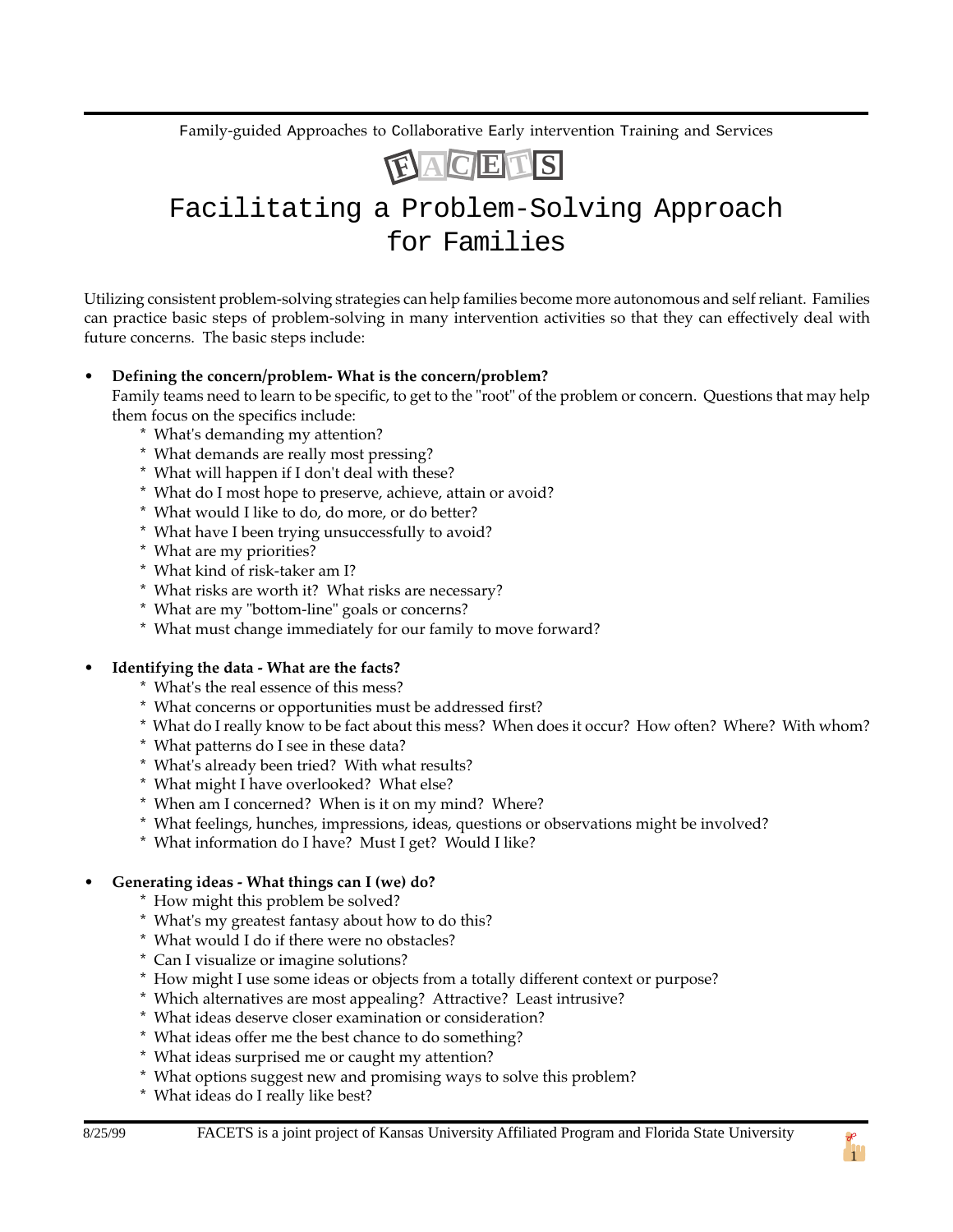Family-guided Approaches to Collaborative Early intervention Training and Services

# FACETS

# Facilitating a Problem-Solving Approach for Families

Utilizing consistent problem-solving strategies can help families become more autonomous and self reliant. Families can practice basic steps of problem-solving in many intervention activities so that they can effectively deal with future concerns. The basic steps include:

- **Defining the concern/problem- What is the concern/problem?**
  Family teams need to learn to be specific, to get to the "root" of the problem or concern. Questions that may help them focus on the specifics include:
  * What's demanding my attention?
  * What demands are really most pressing?
  * What will happen if I don't deal with these?
  * What do I most hope to preserve, achieve, attain or avoid?
  * What would I like to do, do more, or do better?
  * What have I been trying unsuccessfully to avoid?
  * What are my priorities?
  * What kind of risk-taker am I?
  * What risks are worth it? What risks are necessary?
  * What are my "bottom-line" goals or concerns?
  * What must change immediately for our family to move forward?

- **Identifying the data - What are the facts?**
  * What's the real essence of this mess?
  * What concerns or opportunities must be addressed first?
  * What do I really know to be fact about this mess? When does it occur? How often? Where? With whom?
  * What patterns do I see in these data?
  * What's already been tried? With what results?
  * What might I have overlooked? What else?
  * When am I concerned? When is it on my mind? Where?
  * What feelings, hunches, impressions, ideas, questions or observations might be involved?
  * What information do I have? Must I get? Would I like?

- **Generating ideas - What things can I (we) do?**
  * How might this problem be solved?
  * What's my greatest fantasy about how to do this?
  * What would I do if there were no obstacles?
  * Can I visualize or imagine solutions?
  * How might I use some ideas or objects from a totally different context or purpose?
  * Which alternatives are most appealing? Attractive? Least intrusive?
  * What ideas deserve closer examination or consideration?
  * What ideas offer me the best chance to do something?
  * What ideas surprised me or caught my attention?
  * What options suggest new and promising ways to solve this problem?
  * What ideas do I really like best?

8/25/99 FACETS is a joint project of Kansas University Affiliated Program and Florida State University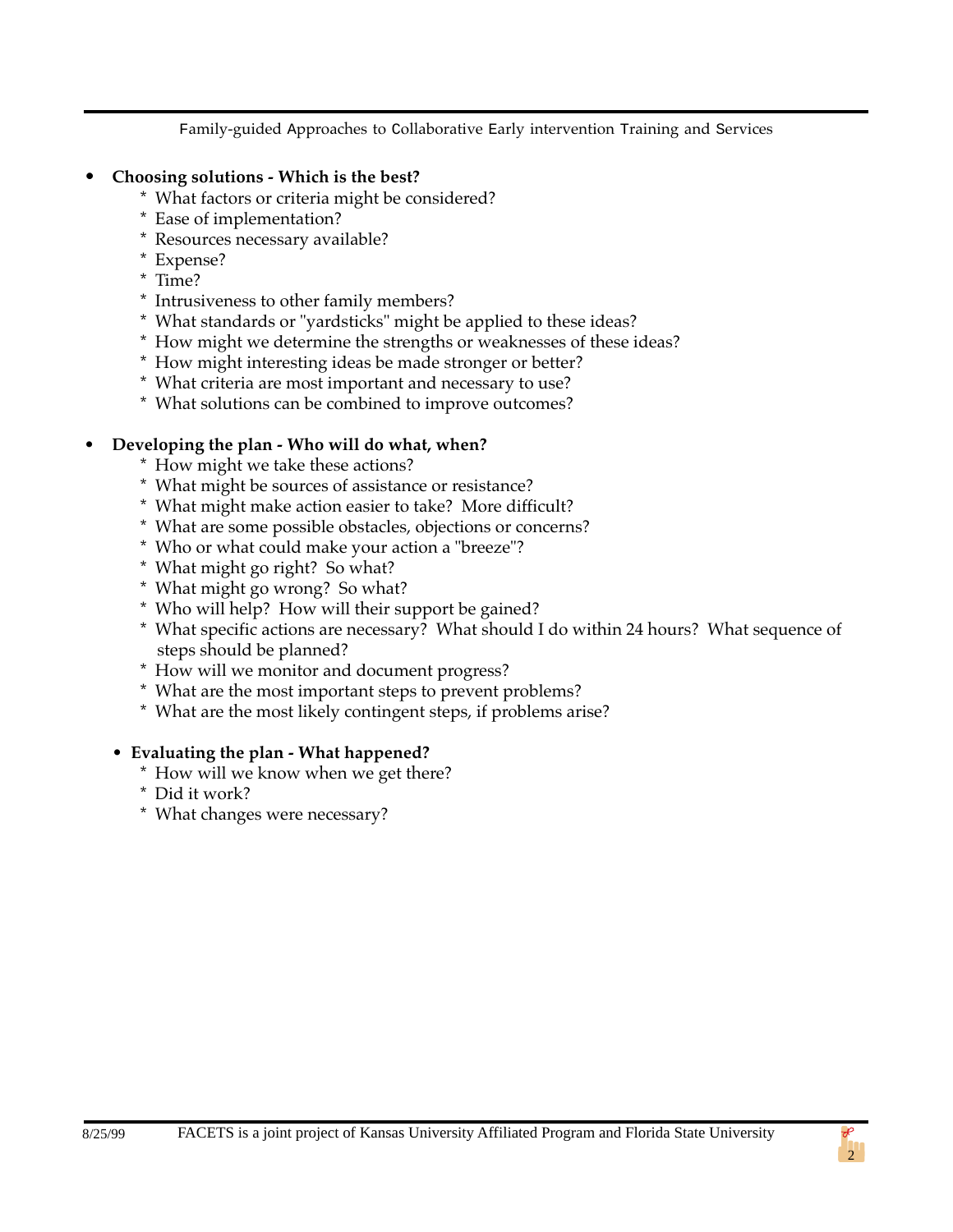- **Choosing solutions - Which is the best?**
  * What factors or criteria might be considered?
  * Ease of implementation?
  * Resources necessary available?
  * Expense?
  * Time?
  * Intrusiveness to other family members?
  * What standards or "yardsticks" might be applied to these ideas?
  * How might we determine the strengths or weaknesses of these ideas?
  * How might interesting ideas be made stronger or better?
  * What criteria are most important and necessary to use?
  * What solutions can be combined to improve outcomes?

- **Developing the plan - Who will do what, when?**
  * How might we take these actions?
  * What might be sources of assistance or resistance?
  * What might make action easier to take? More difficult?
  * What are some possible obstacles, objections or concerns?
  * Who or what could make your action a "breeze"?
  * What might go right? So what?
  * What might go wrong? So what?
  * Who will help? How will their support be gained?
  * What specific actions are necessary? What should I do within 24 hours? What sequence of steps should be planned?
  * How will we monitor and document progress?
  * What are the most important steps to prevent problems?
  * What are the most likely contingent steps, if problems arise?

- **Evaluating the plan - What happened?**
  * How will we know when we get there?
  * Did it work?
  * What changes were necessary?